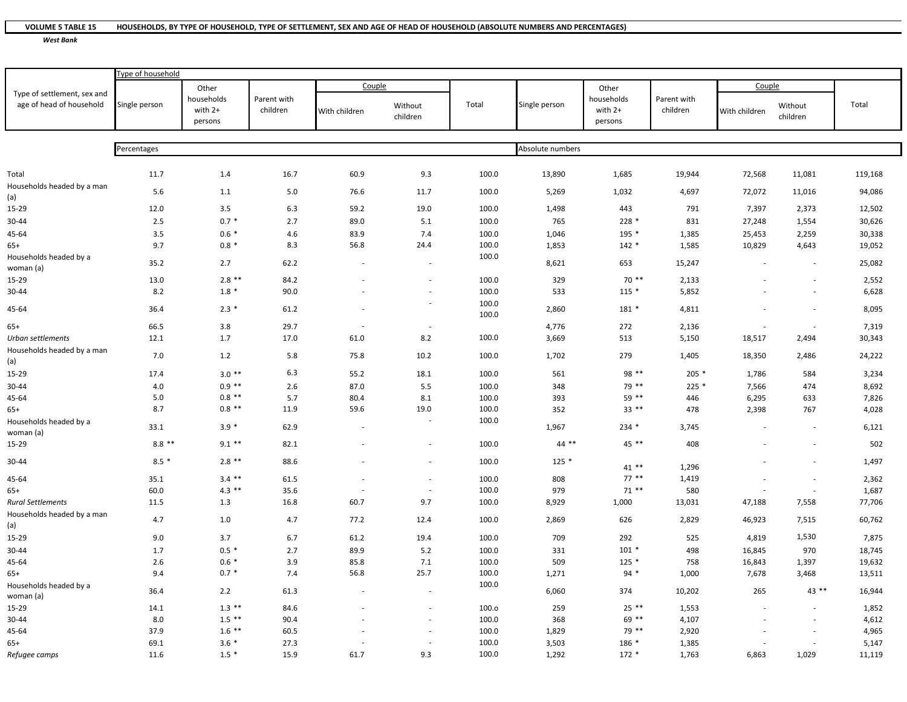**VOLUME 5 TABLE 15 HOUSEHOLDS, BY TYPE OF HOUSEHOLD, TYPE OF SETTLEMENT, SEX AND AGE OF HEAD OF HOUSEHOLD (ABSOLUTE NUMBERS AND PERCENTAGES)**

***West Bank***

| Type of settlement, sex and age of head of household | Type of household | | | | | | | | | | | |
|---|---|---|---|---|---|---|---|---|---|---|---|---|
| | Single person | Other households with 2+ persons | Parent with children | Couple | | Total | Single person | Other households with 2+ persons | Parent with children | Couple | | Total |
| | | | | With children | Without children | | | | | With children | Without children | |
| | Percentages | | | | | | Absolute numbers | | | | | |
| Total | 11.7 | 1.4 | 16.7 | 60.9 | 9.3 | 100.0 | 13,890 | 1,685 | 19,944 | 72,568 | 11,081 | 119,168 |
| Households headed by a man (a) | 5.6 | 1.1 | 5.0 | 76.6 | 11.7 | 100.0 | 5,269 | 1,032 | 4,697 | 72,072 | 11,016 | 94,086 |
| 15-29 | 12.0 | 3.5 | 6.3 | 59.2 | 19.0 | 100.0 | 1,498 | 443 | 791 | 7,397 | 2,373 | 12,502 |
| 30-44 | 2.5 | 0.7 * | 2.7 | 89.0 | 5.1 | 100.0 | 765 | 228 * | 831 | 27,248 | 1,554 | 30,626 |
| 45-64 | 3.5 | 0.6 * | 4.6 | 83.9 | 7.4 | 100.0 | 1,046 | 195 * | 1,385 | 25,453 | 2,259 | 30,338 |
| 65+ | 9.7 | 0.8 * | 8.3 | 56.8 | 24.4 | 100.0 | 1,853 | 142 * | 1,585 | 10,829 | 4,643 | 19,052 |
| Households headed by a woman (a) | 35.2 | 2.7 | 62.2 | - | - | 100.0 | 8,621 | 653 | 15,247 | - | - | 25,082 |
| 15-29 | 13.0 | 2.8 ** | 84.2 | - | - | 100.0 | 329 | 70 ** | 2,133 | - | - | 2,552 |
| 30-44 | 8.2 | 1.8 * | 90.0 | - | - | 100.0 | 533 | 115 * | 5,852 | - | - | 6,628 |
| 45-64 | 36.4 | 2.3 * | 61.2 | - | - | 100.0 | 2,860 | 181 * | 4,811 | - | - | 8,095 |
| 65+ | 66.5 | 3.8 | 29.7 | - | - | 100.0 | 4,776 | 272 | 2,136 | - | - | 7,319 |
| *Urban settlements* | 12.1 | 1.7 | 17.0 | 61.0 | 8.2 | 100.0 | 3,669 | 513 | 5,150 | 18,517 | 2,494 | 30,343 |
| Households headed by a man (a) | 7.0 | 1.2 | 5.8 | 75.8 | 10.2 | 100.0 | 1,702 | 279 | 1,405 | 18,350 | 2,486 | 24,222 |
| 15-29 | 17.4 | 3.0 ** | 6.3 | 55.2 | 18.1 | 100.0 | 561 | 98 ** | 205 * | 1,786 | 584 | 3,234 |
| 30-44 | 4.0 | 0.9 ** | 2.6 | 87.0 | 5.5 | 100.0 | 348 | 79 ** | 225 * | 7,566 | 474 | 8,692 |
| 45-64 | 5.0 | 0.8 ** | 5.7 | 80.4 | 8.1 | 100.0 | 393 | 59 ** | 446 | 6,295 | 633 | 7,826 |
| 65+ | 8.7 | 0.8 ** | 11.9 | 59.6 | 19.0 | 100.0 | 352 | 33 ** | 478 | 2,398 | 767 | 4,028 |
| Households headed by a woman (a) | 33.1 | 3.9 * | 62.9 | - | - | 100.0 | 1,967 | 234 * | 3,745 | - | - | 6,121 |
| 15-29 | 8.8 ** | 9.1 ** | 82.1 | - | - | 100.0 | 44 ** | 45 ** | 408 | - | - | 502 |
| 30-44 | 8.5 * | 2.8 ** | 88.6 | - | - | 100.0 | 125 * | 41 ** | 1,296 | - | - | 1,497 |
| 45-64 | 35.1 | 3.4 ** | 61.5 | - | - | 100.0 | 808 | 77 ** | 1,419 | - | - | 2,362 |
| 65+ | 60.0 | 4.3 ** | 35.6 | - | - | 100.0 | 979 | 71 ** | 580 | - | - | 1,687 |
| *Rural Settlements* | 11.5 | 1.3 | 16.8 | 60.7 | 9.7 | 100.0 | 8,929 | 1,000 | 13,031 | 47,188 | 7,558 | 77,706 |
| Households headed by a man (a) | 4.7 | 1.0 | 4.7 | 77.2 | 12.4 | 100.0 | 2,869 | 626 | 2,829 | 46,923 | 7,515 | 60,762 |
| 15-29 | 9.0 | 3.7 | 6.7 | 61.2 | 19.4 | 100.0 | 709 | 292 | 525 | 4,819 | 1,530 | 7,875 |
| 30-44 | 1.7 | 0.5 * | 2.7 | 89.9 | 5.2 | 100.0 | 331 | 101 * | 498 | 16,845 | 970 | 18,745 |
| 45-64 | 2.6 | 0.6 * | 3.9 | 85.8 | 7.1 | 100.0 | 509 | 125 * | 758 | 16,843 | 1,397 | 19,632 |
| 65+ | 9.4 | 0.7 * | 7.4 | 56.8 | 25.7 | 100.0 | 1,271 | 94 * | 1,000 | 7,678 | 3,468 | 13,511 |
| Households headed by a woman (a) | 36.4 | 2.2 | 61.3 | - | - | 100.0 | 6,060 | 374 | 10,202 | 265 | 43 ** | 16,944 |
| 15-29 | 14.1 | 1.3 ** | 84.6 | - | - | 100.o | 259 | 25 ** | 1,553 | - | - | 1,852 |
| 30-44 | 8.0 | 1.5 ** | 90.4 | - | - | 100.0 | 368 | 69 ** | 4,107 | - | - | 4,612 |
| 45-64 | 37.9 | 1.6 ** | 60.5 | - | - | 100.0 | 1,829 | 79 ** | 2,920 | - | - | 4,965 |
| 65+ | 69.1 | 3.6 * | 27.3 | - | - | 100.0 | 3,503 | 186 * | 1,385 | - | - | 5,147 |
| *Refugee camps* | 11.6 | 1.5 * | 15.9 | 61.7 | 9.3 | 100.0 | 1,292 | 172 * | 1,763 | 6,863 | 1,029 | 11,119 |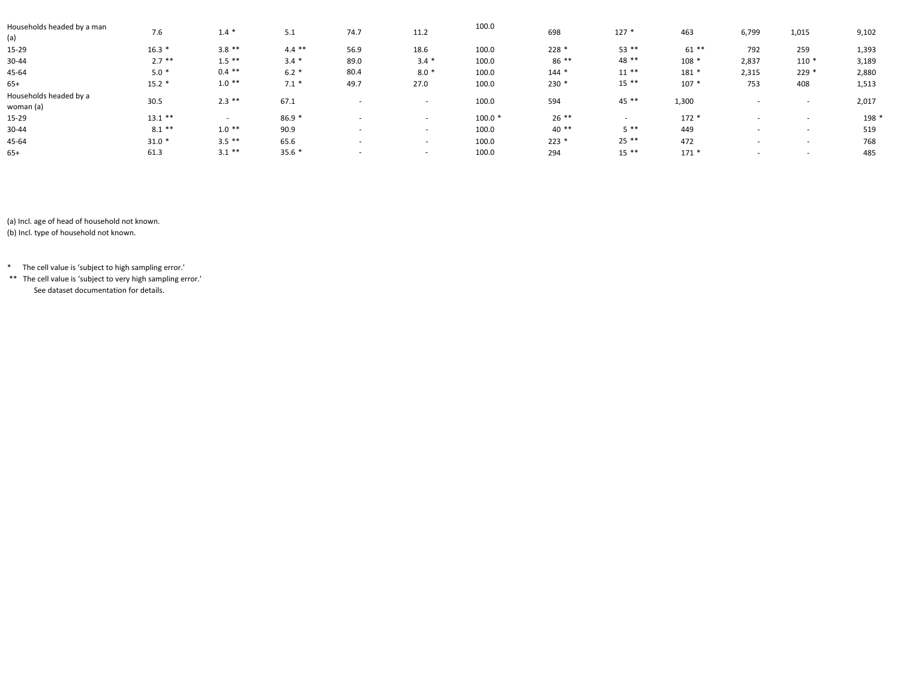| | | | | | | | | | | | | |
|---|---|---|---|---|---|---|---|---|---|---|---|---|
| Households headed by a man (a) | 7.6 | 1.4 * | 5.1 | 74.7 | 11.2 | 100.0 | 698 | 127 * | 463 | 6,799 | 1,015 | 9,102 |
| 15-29 | 16.3 * | 3.8 ** | 4.4 ** | 56.9 | 18.6 | 100.0 | 228 * | 53 ** | 61 ** | 792 | 259 | 1,393 |
| 30-44 | 2.7 ** | 1.5 ** | 3.4 * | 89.0 | 3.4 * | 100.0 | 86 ** | 48 ** | 108 * | 2,837 | 110 * | 3,189 |
| 45-64 | 5.0 * | 0.4 ** | 6.2 * | 80.4 | 8.0 * | 100.0 | 144 * | 11 ** | 181 * | 2,315 | 229 * | 2,880 |
| 65+ | 15.2 * | 1.0 ** | 7.1 * | 49.7 | 27.0 | 100.0 | 230 * | 15 ** | 107 * | 753 | 408 | 1,513 |
| Households headed by a woman (a) | 30.5 | 2.3 ** | 67.1 | - | - | 100.0 | 594 | 45 ** | 1,300 | - | - | 2,017 |
| 15-29 | 13.1 ** | - | 86.9 * | - | - | 100.0 * | 26 ** | - | 172 * | - | - | 198 * |
| 30-44 | 8.1 ** | 1.0 ** | 90.9 | - | - | 100.0 | 40 ** | 5 ** | 449 | - | - | 519 |
| 45-64 | 31.0 * | 3.5 ** | 65.6 | - | - | 100.0 | 223 * | 25 ** | 472 | - | - | 768 |
| 65+ | 61.3 | 3.1 ** | 35.6 * | - | - | 100.0 | 294 | 15 ** | 171 * | - | - | 485 |

(a) Incl. age of head of household not known.
(b) Incl. type of household not known.

\* The cell value is 'subject to high sampling error.'
\*\* The cell value is 'subject to very high sampling error.'
See dataset documentation for details.